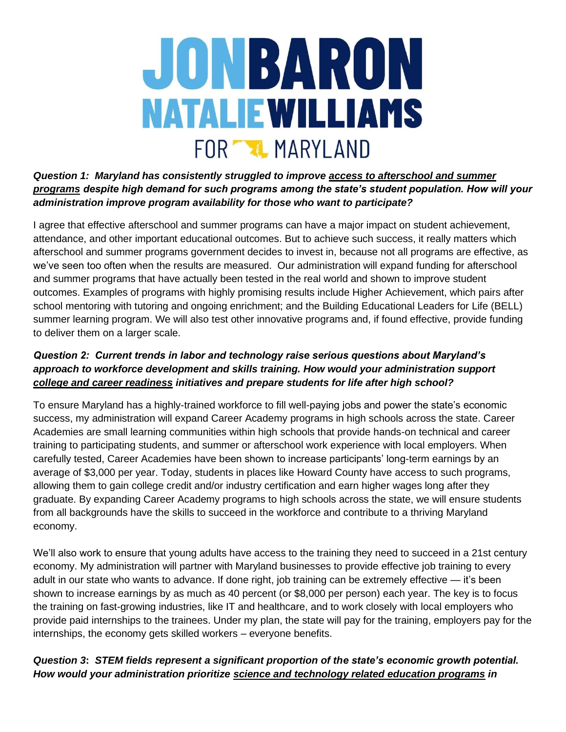# JON BARON NATALIE WILLIAMS FOR MARYLAND

***Question 1: Maryland has consistently struggled to improve access to afterschool and summer programs despite high demand for such programs among the state's student population. How will your administration improve program availability for those who want to participate?***

I agree that effective afterschool and summer programs can have a major impact on student achievement, attendance, and other important educational outcomes. But to achieve such success, it really matters which afterschool and summer programs government decides to invest in, because not all programs are effective, as we've seen too often when the results are measured. Our administration will expand funding for afterschool and summer programs that have actually been tested in the real world and shown to improve student outcomes. Examples of programs with highly promising results include Higher Achievement, which pairs after school mentoring with tutoring and ongoing enrichment; and the Building Educational Leaders for Life (BELL) summer learning program. We will also test other innovative programs and, if found effective, provide funding to deliver them on a larger scale.

***Question 2: Current trends in labor and technology raise serious questions about Maryland's approach to workforce development and skills training. How would your administration support college and career readiness initiatives and prepare students for life after high school?***

To ensure Maryland has a highly-trained workforce to fill well-paying jobs and power the state's economic success, my administration will expand Career Academy programs in high schools across the state. Career Academies are small learning communities within high schools that provide hands-on technical and career training to participating students, and summer or afterschool work experience with local employers. When carefully tested, Career Academies have been shown to increase participants' long-term earnings by an average of $3,000 per year. Today, students in places like Howard County have access to such programs, allowing them to gain college credit and/or industry certification and earn higher wages long after they graduate. By expanding Career Academy programs to high schools across the state, we will ensure students from all backgrounds have the skills to succeed in the workforce and contribute to a thriving Maryland economy.

We'll also work to ensure that young adults have access to the training they need to succeed in a 21st century economy. My administration will partner with Maryland businesses to provide effective job training to every adult in our state who wants to advance. If done right, job training can be extremely effective — it's been shown to increase earnings by as much as 40 percent (or $8,000 per person) each year. The key is to focus the training on fast-growing industries, like IT and healthcare, and to work closely with local employers who provide paid internships to the trainees. Under my plan, the state will pay for the training, employers pay for the internships, the economy gets skilled workers – everyone benefits.

***Question 3: STEM fields represent a significant proportion of the state's economic growth potential. How would your administration prioritize science and technology related education programs in***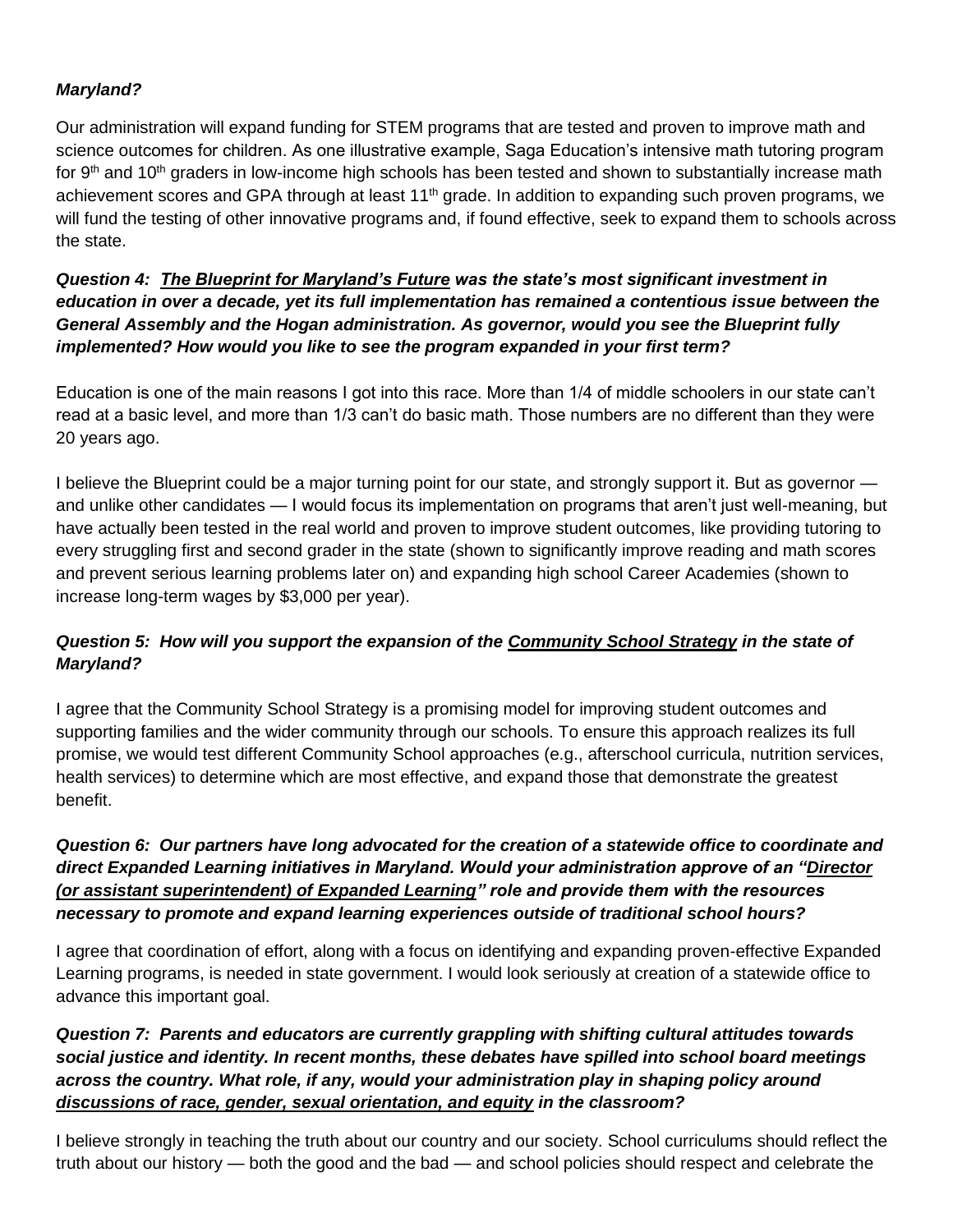***Maryland?***

Our administration will expand funding for STEM programs that are tested and proven to improve math and science outcomes for children. As one illustrative example, Saga Education's intensive math tutoring program for 9th and 10th graders in low-income high schools has been tested and shown to substantially increase math achievement scores and GPA through at least 11th grade. In addition to expanding such proven programs, we will fund the testing of other innovative programs and, if found effective, seek to expand them to schools across the state.

***Question 4: The Blueprint for Maryland's Future was the state's most significant investment in education in over a decade, yet its full implementation has remained a contentious issue between the General Assembly and the Hogan administration. As governor, would you see the Blueprint fully implemented? How would you like to see the program expanded in your first term?***

Education is one of the main reasons I got into this race. More than 1/4 of middle schoolers in our state can't read at a basic level, and more than 1/3 can't do basic math. Those numbers are no different than they were 20 years ago.

I believe the Blueprint could be a major turning point for our state, and strongly support it. But as governor — and unlike other candidates — I would focus its implementation on programs that aren't just well-meaning, but have actually been tested in the real world and proven to improve student outcomes, like providing tutoring to every struggling first and second grader in the state (shown to significantly improve reading and math scores and prevent serious learning problems later on) and expanding high school Career Academies (shown to increase long-term wages by $3,000 per year).

***Question 5: How will you support the expansion of the Community School Strategy in the state of Maryland?***

I agree that the Community School Strategy is a promising model for improving student outcomes and supporting families and the wider community through our schools. To ensure this approach realizes its full promise, we would test different Community School approaches (e.g., afterschool curricula, nutrition services, health services) to determine which are most effective, and expand those that demonstrate the greatest benefit.

***Question 6: Our partners have long advocated for the creation of a statewide office to coordinate and direct Expanded Learning initiatives in Maryland. Would your administration approve of an "Director (or assistant superintendent) of Expanded Learning" role and provide them with the resources necessary to promote and expand learning experiences outside of traditional school hours?***

I agree that coordination of effort, along with a focus on identifying and expanding proven-effective Expanded Learning programs, is needed in state government. I would look seriously at creation of a statewide office to advance this important goal.

***Question 7: Parents and educators are currently grappling with shifting cultural attitudes towards social justice and identity. In recent months, these debates have spilled into school board meetings across the country. What role, if any, would your administration play in shaping policy around discussions of race, gender, sexual orientation, and equity in the classroom?***

I believe strongly in teaching the truth about our country and our society. School curriculums should reflect the truth about our history — both the good and the bad — and school policies should respect and celebrate the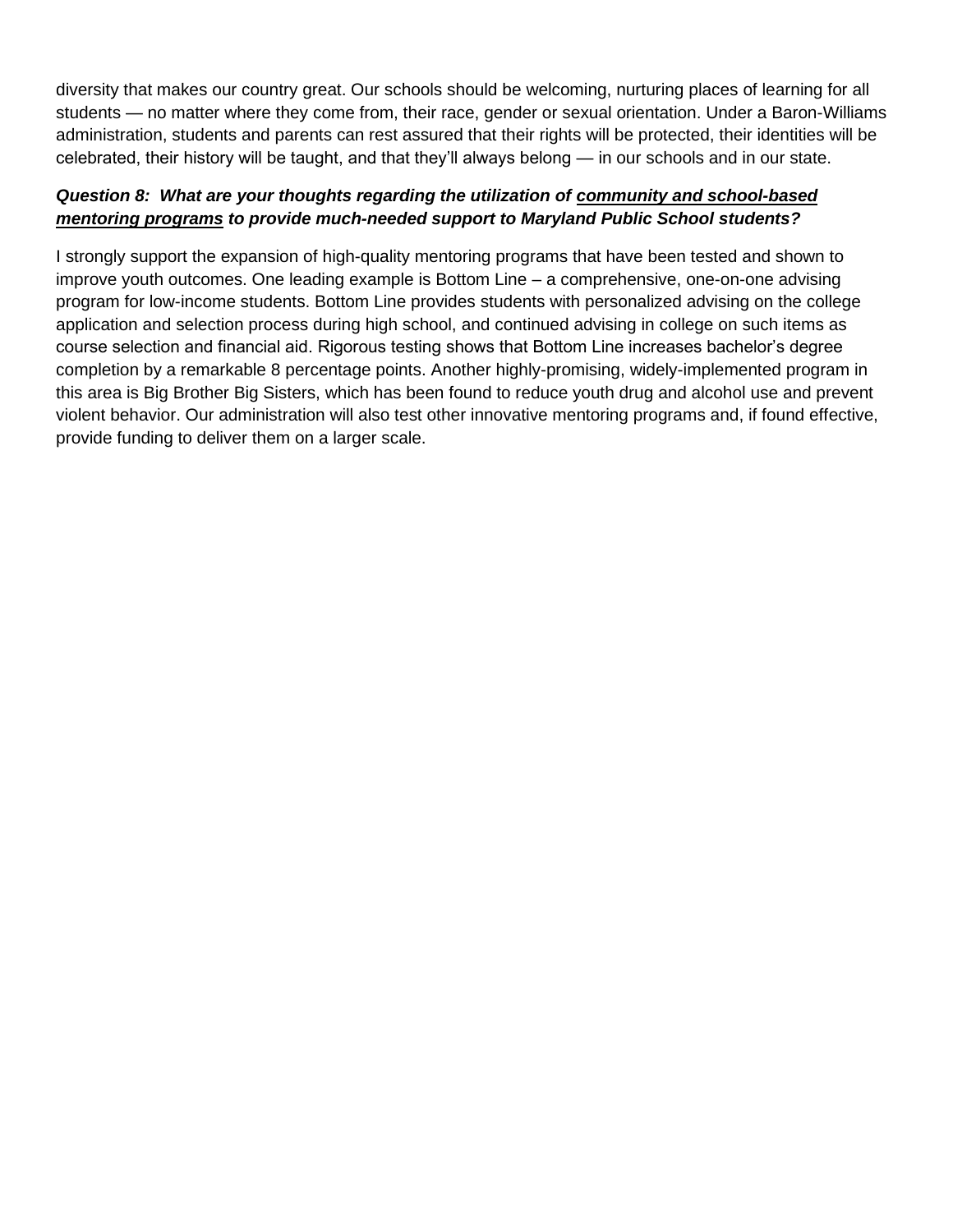diversity that makes our country great. Our schools should be welcoming, nurturing places of learning for all students — no matter where they come from, their race, gender or sexual orientation. Under a Baron-Williams administration, students and parents can rest assured that their rights will be protected, their identities will be celebrated, their history will be taught, and that they'll always belong — in our schools and in our state.

***Question 8: What are your thoughts regarding the utilization of community and school-based mentoring programs to provide much-needed support to Maryland Public School students?***

I strongly support the expansion of high-quality mentoring programs that have been tested and shown to improve youth outcomes. One leading example is Bottom Line – a comprehensive, one-on-one advising program for low-income students. Bottom Line provides students with personalized advising on the college application and selection process during high school, and continued advising in college on such items as course selection and financial aid. Rigorous testing shows that Bottom Line increases bachelor's degree completion by a remarkable 8 percentage points. Another highly-promising, widely-implemented program in this area is Big Brother Big Sisters, which has been found to reduce youth drug and alcohol use and prevent violent behavior. Our administration will also test other innovative mentoring programs and, if found effective, provide funding to deliver them on a larger scale.